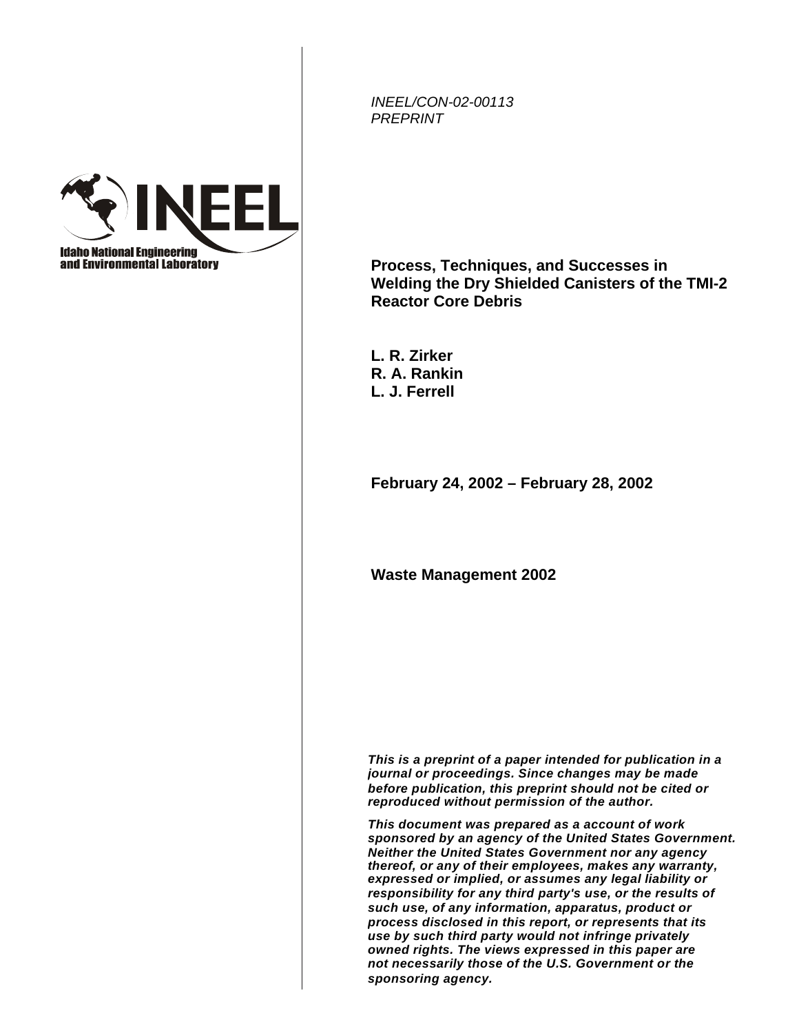Idaho National Engineering and Environmental Laboratory

*INEEL/CON-02-00113*
*PREPRINT*

# Process, Techniques, and Successes in Welding the Dry Shielded Canisters of the TMI-2 Reactor Core Debris

**L. R. Zirker**
**R. A. Rankin**
**L. J. Ferrell**

**February 24, 2002 – February 28, 2002**

**Waste Management 2002**

***This is a preprint of a paper intended for publication in a journal or proceedings. Since changes may be made before publication, this preprint should not be cited or reproduced without permission of the author.***

***This document was prepared as a account of work sponsored by an agency of the United States Government. Neither the United States Government nor any agency thereof, or any of their employees, makes any warranty, expressed or implied, or assumes any legal liability or responsibility for any third party's use, or the results of such use, of any information, apparatus, product or process disclosed in this report, or represents that its use by such third party would not infringe privately owned rights. The views expressed in this paper are not necessarily those of the U.S. Government or the sponsoring agency.***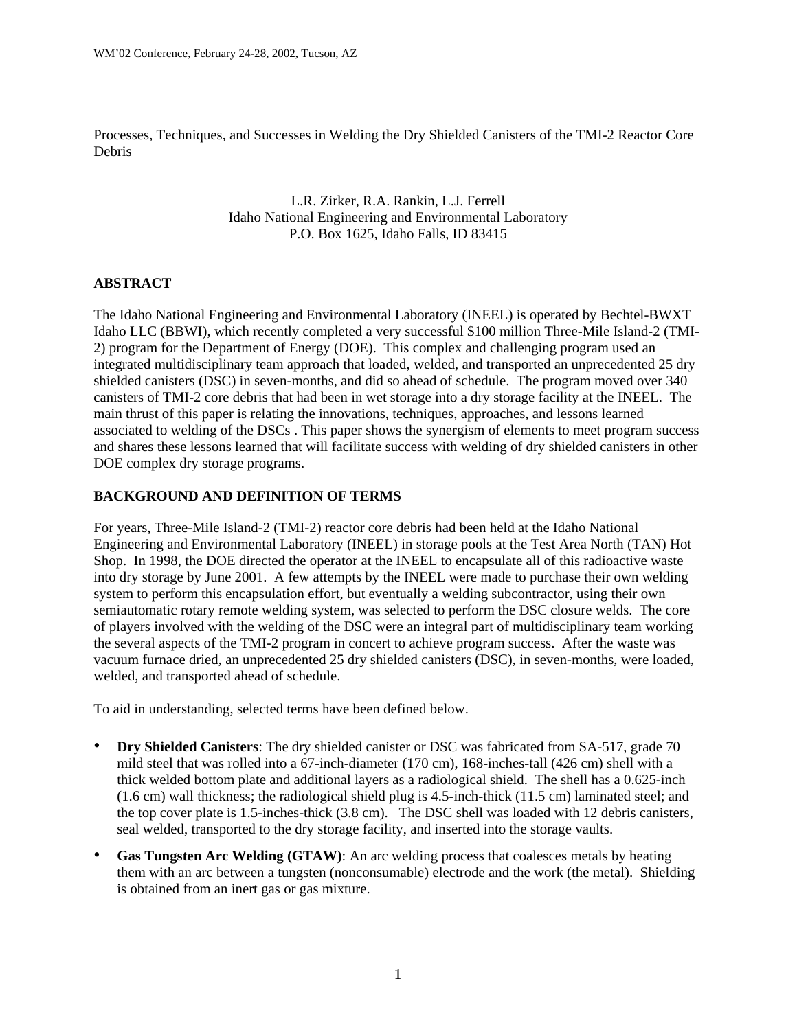Processes, Techniques, and Successes in Welding the Dry Shielded Canisters of the TMI-2 Reactor Core Debris

L.R. Zirker, R.A. Rankin, L.J. Ferrell
Idaho National Engineering and Environmental Laboratory
P.O. Box 1625, Idaho Falls, ID 83415

## ABSTRACT

The Idaho National Engineering and Environmental Laboratory (INEEL) is operated by Bechtel-BWXT Idaho LLC (BBWI), which recently completed a very successful $100 million Three-Mile Island-2 (TMI-2) program for the Department of Energy (DOE). This complex and challenging program used an integrated multidisciplinary team approach that loaded, welded, and transported an unprecedented 25 dry shielded canisters (DSC) in seven-months, and did so ahead of schedule. The program moved over 340 canisters of TMI-2 core debris that had been in wet storage into a dry storage facility at the INEEL. The main thrust of this paper is relating the innovations, techniques, approaches, and lessons learned associated to welding of the DSCs . This paper shows the synergism of elements to meet program success and shares these lessons learned that will facilitate success with welding of dry shielded canisters in other DOE complex dry storage programs.

## BACKGROUND AND DEFINITION OF TERMS

For years, Three-Mile Island-2 (TMI-2) reactor core debris had been held at the Idaho National Engineering and Environmental Laboratory (INEEL) in storage pools at the Test Area North (TAN) Hot Shop. In 1998, the DOE directed the operator at the INEEL to encapsulate all of this radioactive waste into dry storage by June 2001. A few attempts by the INEEL were made to purchase their own welding system to perform this encapsulation effort, but eventually a welding subcontractor, using their own semiautomatic rotary remote welding system, was selected to perform the DSC closure welds. The core of players involved with the welding of the DSC were an integral part of multidisciplinary team working the several aspects of the TMI-2 program in concert to achieve program success. After the waste was vacuum furnace dried, an unprecedented 25 dry shielded canisters (DSC), in seven-months, were loaded, welded, and transported ahead of schedule.

To aid in understanding, selected terms have been defined below.

- **Dry Shielded Canisters**: The dry shielded canister or DSC was fabricated from SA-517, grade 70 mild steel that was rolled into a 67-inch-diameter (170 cm), 168-inches-tall (426 cm) shell with a thick welded bottom plate and additional layers as a radiological shield. The shell has a 0.625-inch (1.6 cm) wall thickness; the radiological shield plug is 4.5-inch-thick (11.5 cm) laminated steel; and the top cover plate is 1.5-inches-thick (3.8 cm). The DSC shell was loaded with 12 debris canisters, seal welded, transported to the dry storage facility, and inserted into the storage vaults.
- **Gas Tungsten Arc Welding (GTAW)**: An arc welding process that coalesces metals by heating them with an arc between a tungsten (nonconsumable) electrode and the work (the metal). Shielding is obtained from an inert gas or gas mixture.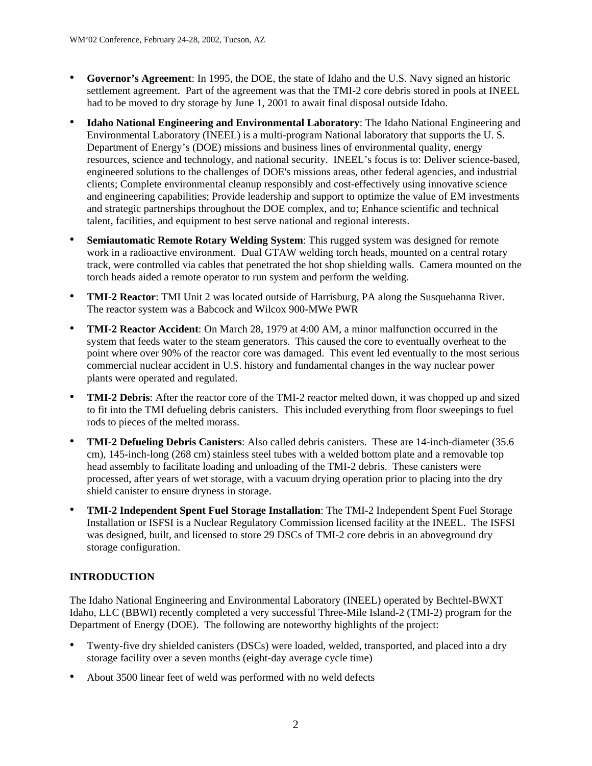- **Governor's Agreement**: In 1995, the DOE, the state of Idaho and the U.S. Navy signed an historic settlement agreement. Part of the agreement was that the TMI-2 core debris stored in pools at INEEL had to be moved to dry storage by June 1, 2001 to await final disposal outside Idaho.
- **Idaho National Engineering and Environmental Laboratory**: The Idaho National Engineering and Environmental Laboratory (INEEL) is a multi-program National laboratory that supports the U. S. Department of Energy's (DOE) missions and business lines of environmental quality, energy resources, science and technology, and national security. INEEL's focus is to: Deliver science-based, engineered solutions to the challenges of DOE's missions areas, other federal agencies, and industrial clients; Complete environmental cleanup responsibly and cost-effectively using innovative science and engineering capabilities; Provide leadership and support to optimize the value of EM investments and strategic partnerships throughout the DOE complex, and to; Enhance scientific and technical talent, facilities, and equipment to best serve national and regional interests.
- **Semiautomatic Remote Rotary Welding System**: This rugged system was designed for remote work in a radioactive environment. Dual GTAW welding torch heads, mounted on a central rotary track, were controlled via cables that penetrated the hot shop shielding walls. Camera mounted on the torch heads aided a remote operator to run system and perform the welding.
- **TMI-2 Reactor**: TMI Unit 2 was located outside of Harrisburg, PA along the Susquehanna River. The reactor system was a Babcock and Wilcox 900-MWe PWR
- **TMI-2 Reactor Accident**: On March 28, 1979 at 4:00 AM, a minor malfunction occurred in the system that feeds water to the steam generators. This caused the core to eventually overheat to the point where over 90% of the reactor core was damaged. This event led eventually to the most serious commercial nuclear accident in U.S. history and fundamental changes in the way nuclear power plants were operated and regulated.
- **TMI-2 Debris**: After the reactor core of the TMI-2 reactor melted down, it was chopped up and sized to fit into the TMI defueling debris canisters. This included everything from floor sweepings to fuel rods to pieces of the melted morass.
- **TMI-2 Defueling Debris Canisters**: Also called debris canisters. These are 14-inch-diameter (35.6 cm), 145-inch-long (268 cm) stainless steel tubes with a welded bottom plate and a removable top head assembly to facilitate loading and unloading of the TMI-2 debris. These canisters were processed, after years of wet storage, with a vacuum drying operation prior to placing into the dry shield canister to ensure dryness in storage.
- **TMI-2 Independent Spent Fuel Storage Installation**: The TMI-2 Independent Spent Fuel Storage Installation or ISFSI is a Nuclear Regulatory Commission licensed facility at the INEEL. The ISFSI was designed, built, and licensed to store 29 DSCs of TMI-2 core debris in an aboveground dry storage configuration.

## INTRODUCTION

The Idaho National Engineering and Environmental Laboratory (INEEL) operated by Bechtel-BWXT Idaho, LLC (BBWI) recently completed a very successful Three-Mile Island-2 (TMI-2) program for the Department of Energy (DOE). The following are noteworthy highlights of the project:

- Twenty-five dry shielded canisters (DSCs) were loaded, welded, transported, and placed into a dry storage facility over a seven months (eight-day average cycle time)
- About 3500 linear feet of weld was performed with no weld defects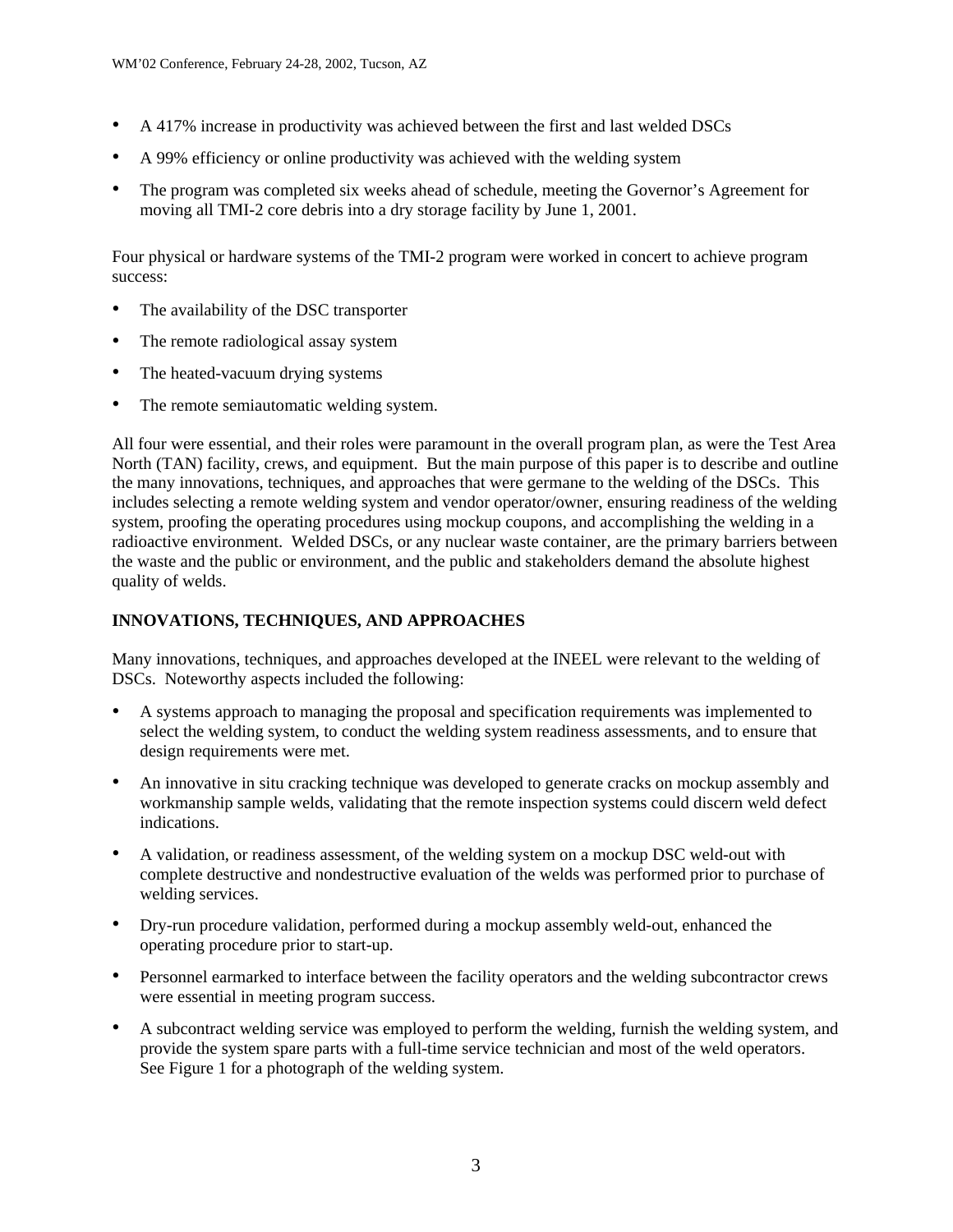- A 417% increase in productivity was achieved between the first and last welded DSCs
- A 99% efficiency or online productivity was achieved with the welding system
- The program was completed six weeks ahead of schedule, meeting the Governor's Agreement for moving all TMI-2 core debris into a dry storage facility by June 1, 2001.

Four physical or hardware systems of the TMI-2 program were worked in concert to achieve program success:

- The availability of the DSC transporter
- The remote radiological assay system
- The heated-vacuum drying systems
- The remote semiautomatic welding system.

All four were essential, and their roles were paramount in the overall program plan, as were the Test Area North (TAN) facility, crews, and equipment. But the main purpose of this paper is to describe and outline the many innovations, techniques, and approaches that were germane to the welding of the DSCs. This includes selecting a remote welding system and vendor operator/owner, ensuring readiness of the welding system, proofing the operating procedures using mockup coupons, and accomplishing the welding in a radioactive environment. Welded DSCs, or any nuclear waste container, are the primary barriers between the waste and the public or environment, and the public and stakeholders demand the absolute highest quality of welds.

## INNOVATIONS, TECHNIQUES, AND APPROACHES

Many innovations, techniques, and approaches developed at the INEEL were relevant to the welding of DSCs. Noteworthy aspects included the following:

- A systems approach to managing the proposal and specification requirements was implemented to select the welding system, to conduct the welding system readiness assessments, and to ensure that design requirements were met.
- An innovative in situ cracking technique was developed to generate cracks on mockup assembly and workmanship sample welds, validating that the remote inspection systems could discern weld defect indications.
- A validation, or readiness assessment, of the welding system on a mockup DSC weld-out with complete destructive and nondestructive evaluation of the welds was performed prior to purchase of welding services.
- Dry-run procedure validation, performed during a mockup assembly weld-out, enhanced the operating procedure prior to start-up.
- Personnel earmarked to interface between the facility operators and the welding subcontractor crews were essential in meeting program success.
- A subcontract welding service was employed to perform the welding, furnish the welding system, and provide the system spare parts with a full-time service technician and most of the weld operators. See Figure 1 for a photograph of the welding system.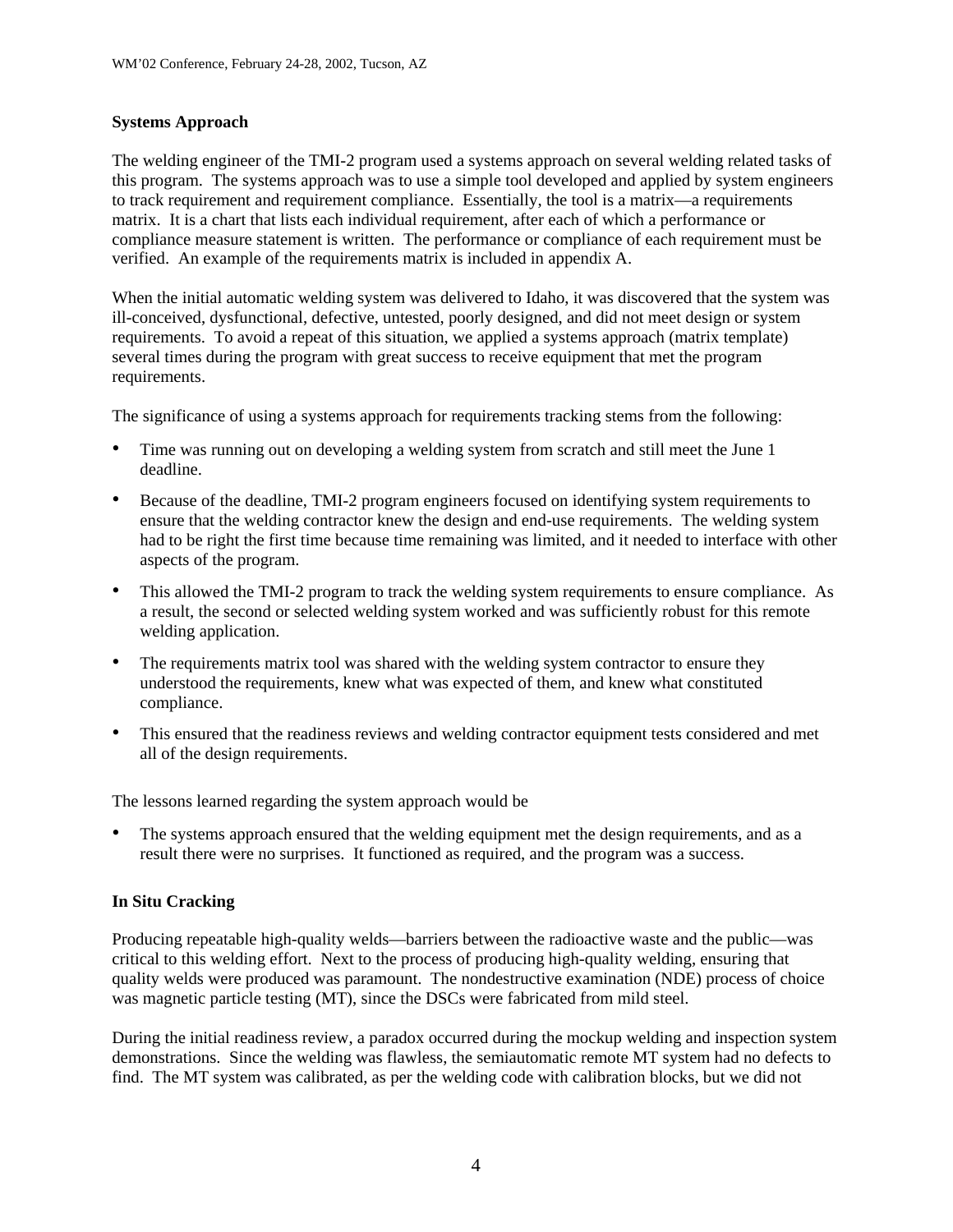## Systems Approach

The welding engineer of the TMI-2 program used a systems approach on several welding related tasks of this program. The systems approach was to use a simple tool developed and applied by system engineers to track requirement and requirement compliance. Essentially, the tool is a matrix—a requirements matrix. It is a chart that lists each individual requirement, after each of which a performance or compliance measure statement is written. The performance or compliance of each requirement must be verified. An example of the requirements matrix is included in appendix A.

When the initial automatic welding system was delivered to Idaho, it was discovered that the system was ill-conceived, dysfunctional, defective, untested, poorly designed, and did not meet design or system requirements. To avoid a repeat of this situation, we applied a systems approach (matrix template) several times during the program with great success to receive equipment that met the program requirements.

The significance of using a systems approach for requirements tracking stems from the following:

- Time was running out on developing a welding system from scratch and still meet the June 1 deadline.
- Because of the deadline, TMI-2 program engineers focused on identifying system requirements to ensure that the welding contractor knew the design and end-use requirements. The welding system had to be right the first time because time remaining was limited, and it needed to interface with other aspects of the program.
- This allowed the TMI-2 program to track the welding system requirements to ensure compliance. As a result, the second or selected welding system worked and was sufficiently robust for this remote welding application.
- The requirements matrix tool was shared with the welding system contractor to ensure they understood the requirements, knew what was expected of them, and knew what constituted compliance.
- This ensured that the readiness reviews and welding contractor equipment tests considered and met all of the design requirements.

The lessons learned regarding the system approach would be

- The systems approach ensured that the welding equipment met the design requirements, and as a result there were no surprises. It functioned as required, and the program was a success.

## In Situ Cracking

Producing repeatable high-quality welds—barriers between the radioactive waste and the public—was critical to this welding effort. Next to the process of producing high-quality welding, ensuring that quality welds were produced was paramount. The nondestructive examination (NDE) process of choice was magnetic particle testing (MT), since the DSCs were fabricated from mild steel.

During the initial readiness review, a paradox occurred during the mockup welding and inspection system demonstrations. Since the welding was flawless, the semiautomatic remote MT system had no defects to find. The MT system was calibrated, as per the welding code with calibration blocks, but we did not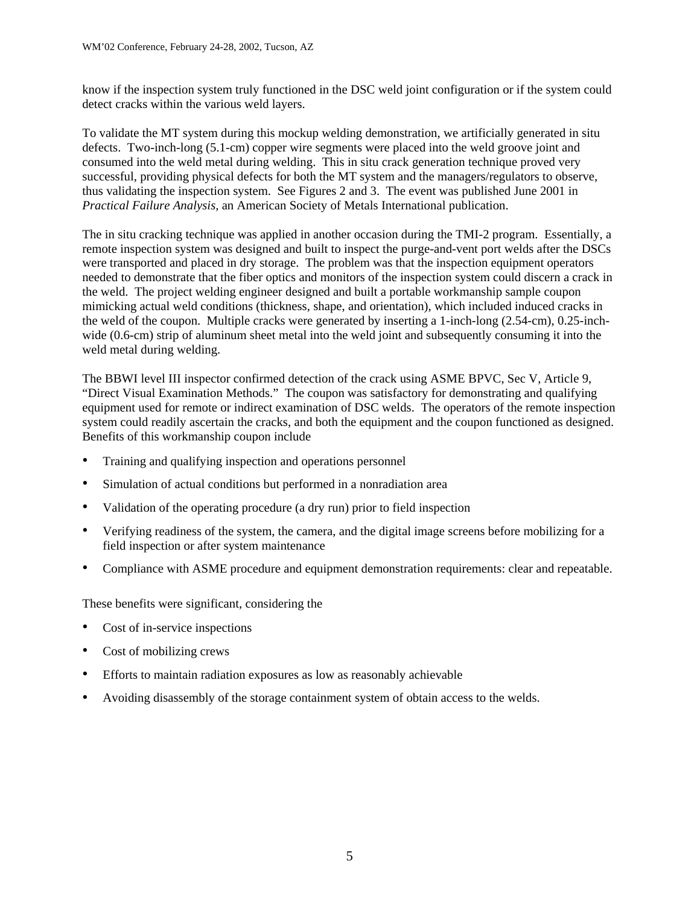know if the inspection system truly functioned in the DSC weld joint configuration or if the system could detect cracks within the various weld layers.

To validate the MT system during this mockup welding demonstration, we artificially generated in situ defects. Two-inch-long (5.1-cm) copper wire segments were placed into the weld groove joint and consumed into the weld metal during welding. This in situ crack generation technique proved very successful, providing physical defects for both the MT system and the managers/regulators to observe, thus validating the inspection system. See Figures 2 and 3. The event was published June 2001 in *Practical Failure Analysis,* an American Society of Metals International publication.

The in situ cracking technique was applied in another occasion during the TMI-2 program. Essentially, a remote inspection system was designed and built to inspect the purge-and-vent port welds after the DSCs were transported and placed in dry storage. The problem was that the inspection equipment operators needed to demonstrate that the fiber optics and monitors of the inspection system could discern a crack in the weld. The project welding engineer designed and built a portable workmanship sample coupon mimicking actual weld conditions (thickness, shape, and orientation), which included induced cracks in the weld of the coupon. Multiple cracks were generated by inserting a 1-inch-long (2.54-cm), 0.25-inch-wide (0.6-cm) strip of aluminum sheet metal into the weld joint and subsequently consuming it into the weld metal during welding.

The BBWI level III inspector confirmed detection of the crack using ASME BPVC, Sec V, Article 9, "Direct Visual Examination Methods." The coupon was satisfactory for demonstrating and qualifying equipment used for remote or indirect examination of DSC welds. The operators of the remote inspection system could readily ascertain the cracks, and both the equipment and the coupon functioned as designed. Benefits of this workmanship coupon include

- Training and qualifying inspection and operations personnel
- Simulation of actual conditions but performed in a nonradiation area
- Validation of the operating procedure (a dry run) prior to field inspection
- Verifying readiness of the system, the camera, and the digital image screens before mobilizing for a field inspection or after system maintenance
- Compliance with ASME procedure and equipment demonstration requirements: clear and repeatable.

These benefits were significant, considering the

- Cost of in-service inspections
- Cost of mobilizing crews
- Efforts to maintain radiation exposures as low as reasonably achievable
- Avoiding disassembly of the storage containment system of obtain access to the welds.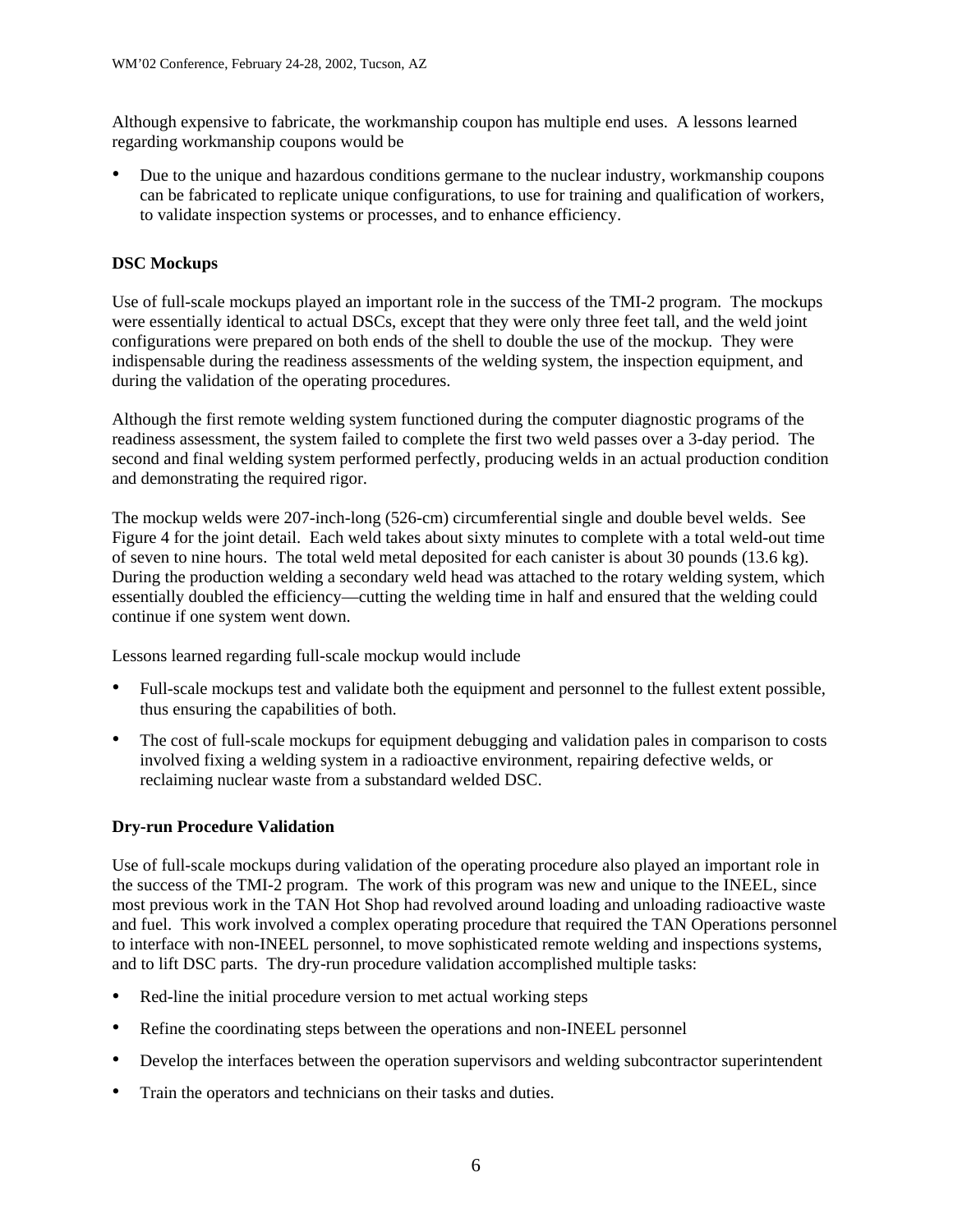Although expensive to fabricate, the workmanship coupon has multiple end uses. A lessons learned regarding workmanship coupons would be

- Due to the unique and hazardous conditions germane to the nuclear industry, workmanship coupons can be fabricated to replicate unique configurations, to use for training and qualification of workers, to validate inspection systems or processes, and to enhance efficiency.

**DSC Mockups**

Use of full-scale mockups played an important role in the success of the TMI-2 program. The mockups were essentially identical to actual DSCs, except that they were only three feet tall, and the weld joint configurations were prepared on both ends of the shell to double the use of the mockup. They were indispensable during the readiness assessments of the welding system, the inspection equipment, and during the validation of the operating procedures.

Although the first remote welding system functioned during the computer diagnostic programs of the readiness assessment, the system failed to complete the first two weld passes over a 3-day period. The second and final welding system performed perfectly, producing welds in an actual production condition and demonstrating the required rigor.

The mockup welds were 207-inch-long (526-cm) circumferential single and double bevel welds. See Figure 4 for the joint detail. Each weld takes about sixty minutes to complete with a total weld-out time of seven to nine hours. The total weld metal deposited for each canister is about 30 pounds (13.6 kg). During the production welding a secondary weld head was attached to the rotary welding system, which essentially doubled the efficiency—cutting the welding time in half and ensured that the welding could continue if one system went down.

Lessons learned regarding full-scale mockup would include

- Full-scale mockups test and validate both the equipment and personnel to the fullest extent possible, thus ensuring the capabilities of both.
- The cost of full-scale mockups for equipment debugging and validation pales in comparison to costs involved fixing a welding system in a radioactive environment, repairing defective welds, or reclaiming nuclear waste from a substandard welded DSC.

**Dry-run Procedure Validation**

Use of full-scale mockups during validation of the operating procedure also played an important role in the success of the TMI-2 program. The work of this program was new and unique to the INEEL, since most previous work in the TAN Hot Shop had revolved around loading and unloading radioactive waste and fuel. This work involved a complex operating procedure that required the TAN Operations personnel to interface with non-INEEL personnel, to move sophisticated remote welding and inspections systems, and to lift DSC parts. The dry-run procedure validation accomplished multiple tasks:

- Red-line the initial procedure version to met actual working steps
- Refine the coordinating steps between the operations and non-INEEL personnel
- Develop the interfaces between the operation supervisors and welding subcontractor superintendent
- Train the operators and technicians on their tasks and duties.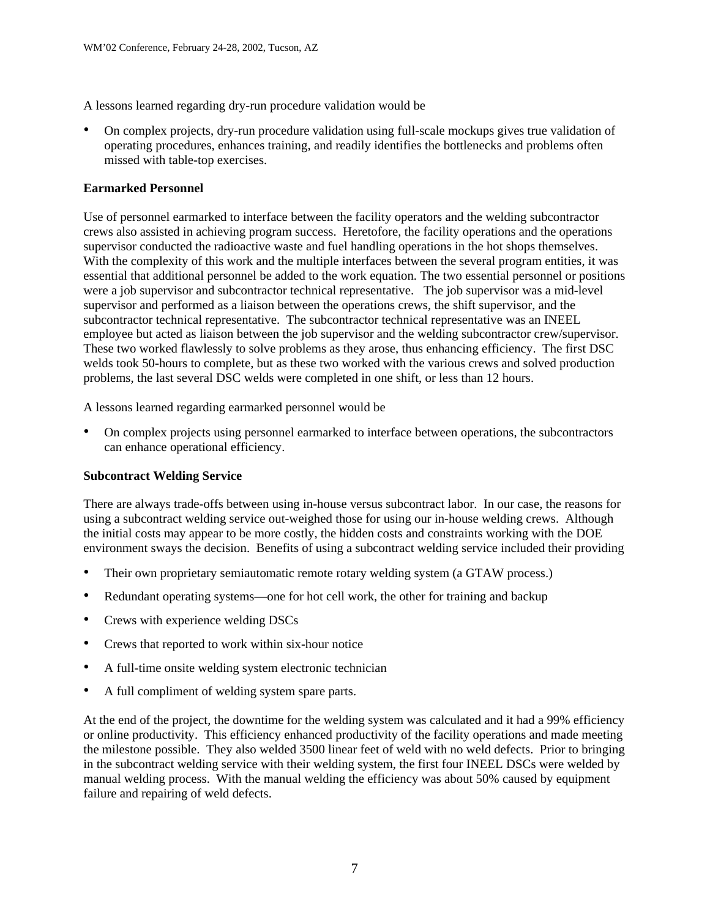A lessons learned regarding dry-run procedure validation would be

- On complex projects, dry-run procedure validation using full-scale mockups gives true validation of operating procedures, enhances training, and readily identifies the bottlenecks and problems often missed with table-top exercises.

**Earmarked Personnel**

Use of personnel earmarked to interface between the facility operators and the welding subcontractor crews also assisted in achieving program success. Heretofore, the facility operations and the operations supervisor conducted the radioactive waste and fuel handling operations in the hot shops themselves. With the complexity of this work and the multiple interfaces between the several program entities, it was essential that additional personnel be added to the work equation. The two essential personnel or positions were a job supervisor and subcontractor technical representative. The job supervisor was a mid-level supervisor and performed as a liaison between the operations crews, the shift supervisor, and the subcontractor technical representative. The subcontractor technical representative was an INEEL employee but acted as liaison between the job supervisor and the welding subcontractor crew/supervisor. These two worked flawlessly to solve problems as they arose, thus enhancing efficiency. The first DSC welds took 50-hours to complete, but as these two worked with the various crews and solved production problems, the last several DSC welds were completed in one shift, or less than 12 hours.

A lessons learned regarding earmarked personnel would be

- On complex projects using personnel earmarked to interface between operations, the subcontractors can enhance operational efficiency.

**Subcontract Welding Service**

There are always trade-offs between using in-house versus subcontract labor. In our case, the reasons for using a subcontract welding service out-weighed those for using our in-house welding crews. Although the initial costs may appear to be more costly, the hidden costs and constraints working with the DOE environment sways the decision. Benefits of using a subcontract welding service included their providing

- Their own proprietary semiautomatic remote rotary welding system (a GTAW process.)
- Redundant operating systems—one for hot cell work, the other for training and backup
- Crews with experience welding DSCs
- Crews that reported to work within six-hour notice
- A full-time onsite welding system electronic technician
- A full compliment of welding system spare parts.

At the end of the project, the downtime for the welding system was calculated and it had a 99% efficiency or online productivity. This efficiency enhanced productivity of the facility operations and made meeting the milestone possible. They also welded 3500 linear feet of weld with no weld defects. Prior to bringing in the subcontract welding service with their welding system, the first four INEEL DSCs were welded by manual welding process. With the manual welding the efficiency was about 50% caused by equipment failure and repairing of weld defects.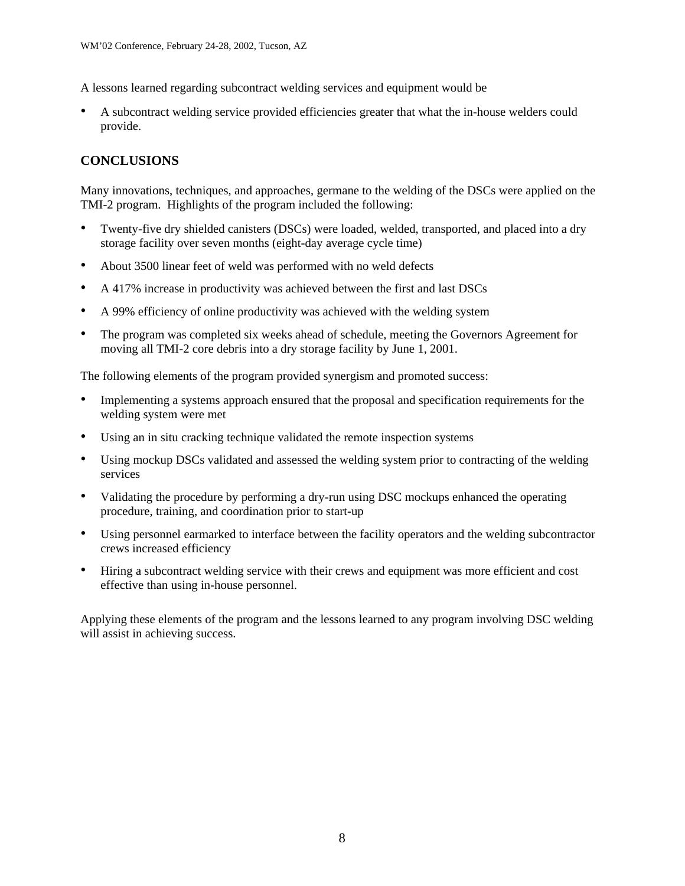A lessons learned regarding subcontract welding services and equipment would be

- A subcontract welding service provided efficiencies greater that what the in-house welders could provide.

## CONCLUSIONS

Many innovations, techniques, and approaches, germane to the welding of the DSCs were applied on the TMI-2 program. Highlights of the program included the following:

- Twenty-five dry shielded canisters (DSCs) were loaded, welded, transported, and placed into a dry storage facility over seven months (eight-day average cycle time)
- About 3500 linear feet of weld was performed with no weld defects
- A 417% increase in productivity was achieved between the first and last DSCs
- A 99% efficiency of online productivity was achieved with the welding system
- The program was completed six weeks ahead of schedule, meeting the Governors Agreement for moving all TMI-2 core debris into a dry storage facility by June 1, 2001.

The following elements of the program provided synergism and promoted success:

- Implementing a systems approach ensured that the proposal and specification requirements for the welding system were met
- Using an in situ cracking technique validated the remote inspection systems
- Using mockup DSCs validated and assessed the welding system prior to contracting of the welding services
- Validating the procedure by performing a dry-run using DSC mockups enhanced the operating procedure, training, and coordination prior to start-up
- Using personnel earmarked to interface between the facility operators and the welding subcontractor crews increased efficiency
- Hiring a subcontract welding service with their crews and equipment was more efficient and cost effective than using in-house personnel.

Applying these elements of the program and the lessons learned to any program involving DSC welding will assist in achieving success.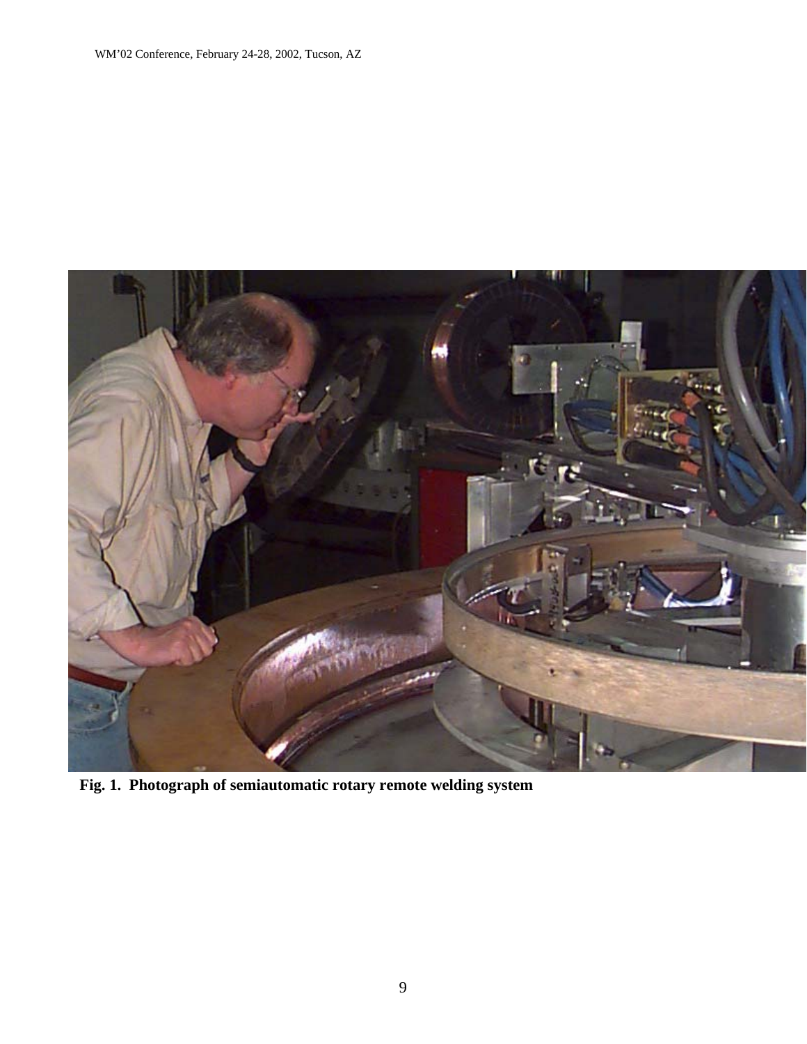**Fig. 1. Photograph of semiautomatic rotary remote welding system**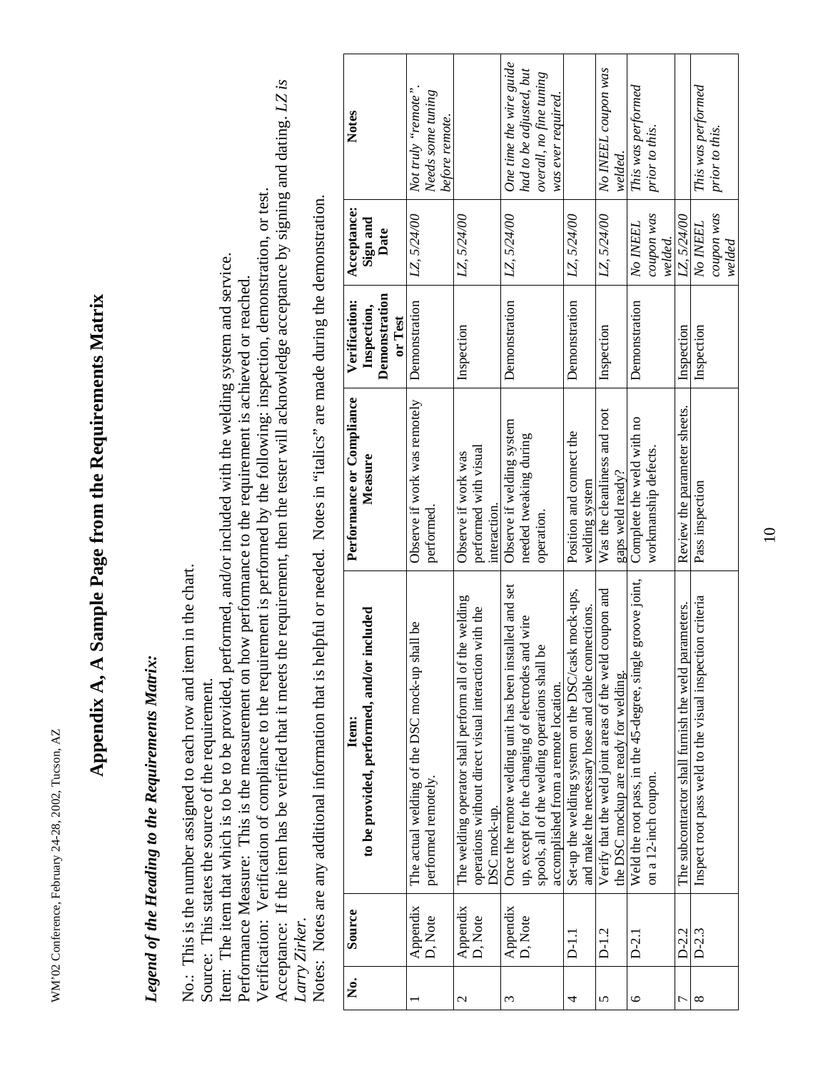# Appendix A, A Sample Page from the Requirements Matrix

## *Legend of the Heading to the Requirements Matrix:*

No.: This is the number assigned to each row and item in the chart.
Source: This states the source of the requirement.
Item: The item that which is to be to be provided, performed, and/or included with the welding system and service.
Performance Measure: This is the measurement on how performance to the requirement is achieved or reached.
Verification: Verification of compliance to the requirement is performed by the following: inspection, demonstration, or test.
Acceptance: If the item has be verified that it meets the requirement, then the tester will acknowledge acceptance by signing and dating. *LZ is Larry Zirker*.
Notes: Notes are any additional information that is helpful or needed. Notes in "italics" are made during the demonstration.

| No. | Source | Item: to be provided, performed, and/or included | Performance or Compliance Measure | Verification: Inspection, Demonstration or Test | Acceptance: Sign and Date | Notes |
|---|---|---|---|---|---|---|
| 1 | Appendix D, Note | The actual welding of the DSC mock-up shall be performed remotely. | Observe if work was remotely performed. | Demonstration | *LZ, 5/24/00* | *Not truly "remote". Needs some tuning before remote.* |
| 2 | Appendix D, Note | The welding operator shall perform all of the welding operations without direct visual interaction with the DSC mock-up. | Observe if work was performed with visual interaction. | Inspection | *LZ, 5/24/00* | |
| 3 | Appendix D, Note | Once the remote welding unit has been installed and set up, except for the changing of electrodes and wire spools, all of the welding operations shall be accomplished from a remote location. | Observe if welding system needed tweaking during operation. | Demonstration | *LZ, 5/24/00* | *One time the wire guide had to be adjusted, but overall, no fine tuning was ever required.* |
| 4 | D-1.1 | Set-up the welding system on the DSC/cask mock-ups, and make the necessary hose and cable connections. | Position and connect the welding system | Demonstration | *LZ, 5/24/00* | |
| 5 | D-1.2 | Verify that the weld joint areas of the weld coupon and the DSC mockup are ready for welding. | Was the cleanliness and root gaps weld ready? | Inspection | *LZ, 5/24/00* | *No INEEL coupon was welded.* |
| 6 | D-2.1 | Weld the root pass, in the 45-degree, single groove joint, on a 12-inch coupon. | Complete the weld with no workmanship defects. | Demonstration | *No INEEL coupon was welded.* | *This was performed prior to this.* |
| 7 | D-2.2 | The subcontractor shall furnish the weld parameters. | Review the parameter sheets. | Inspection | *LZ, 5/24/00* | |
| 8 | D-2.3 | Inspect root pass weld to the visual inspection criteria | Pass inspection | Inspection | *No INEEL coupon was welded* | *This was performed prior to this.* |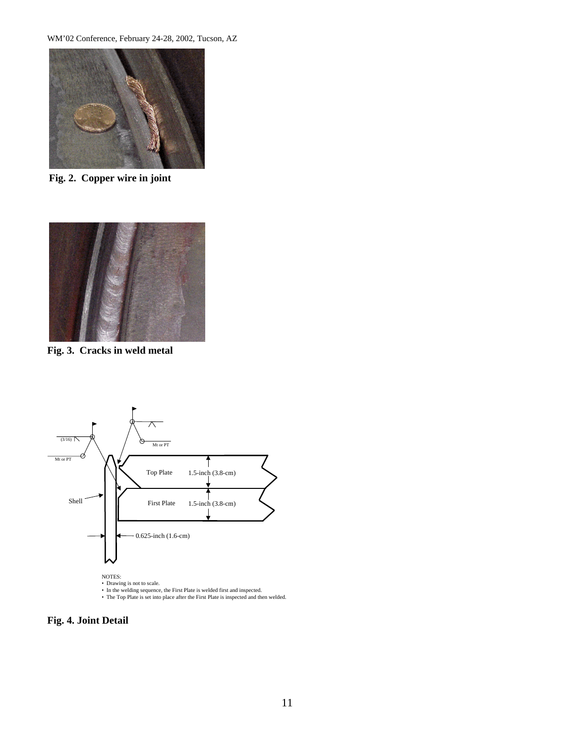**Fig. 2. Copper wire in joint**

**Fig. 3. Cracks in weld metal**

(3/16)

Mt or PT

Mt or PT

Top Plate 1.5-inch (3.8-cm)

Shell

First Plate 1.5-inch (3.8-cm)

0.625-inch (1.6-cm)

NOTES:

- Drawing is not to scale.
- In the welding sequence, the First Plate is welded first and inspected.
- The Top Plate is set into place after the First Plate is inspected and then welded.

**Fig. 4. Joint Detail**